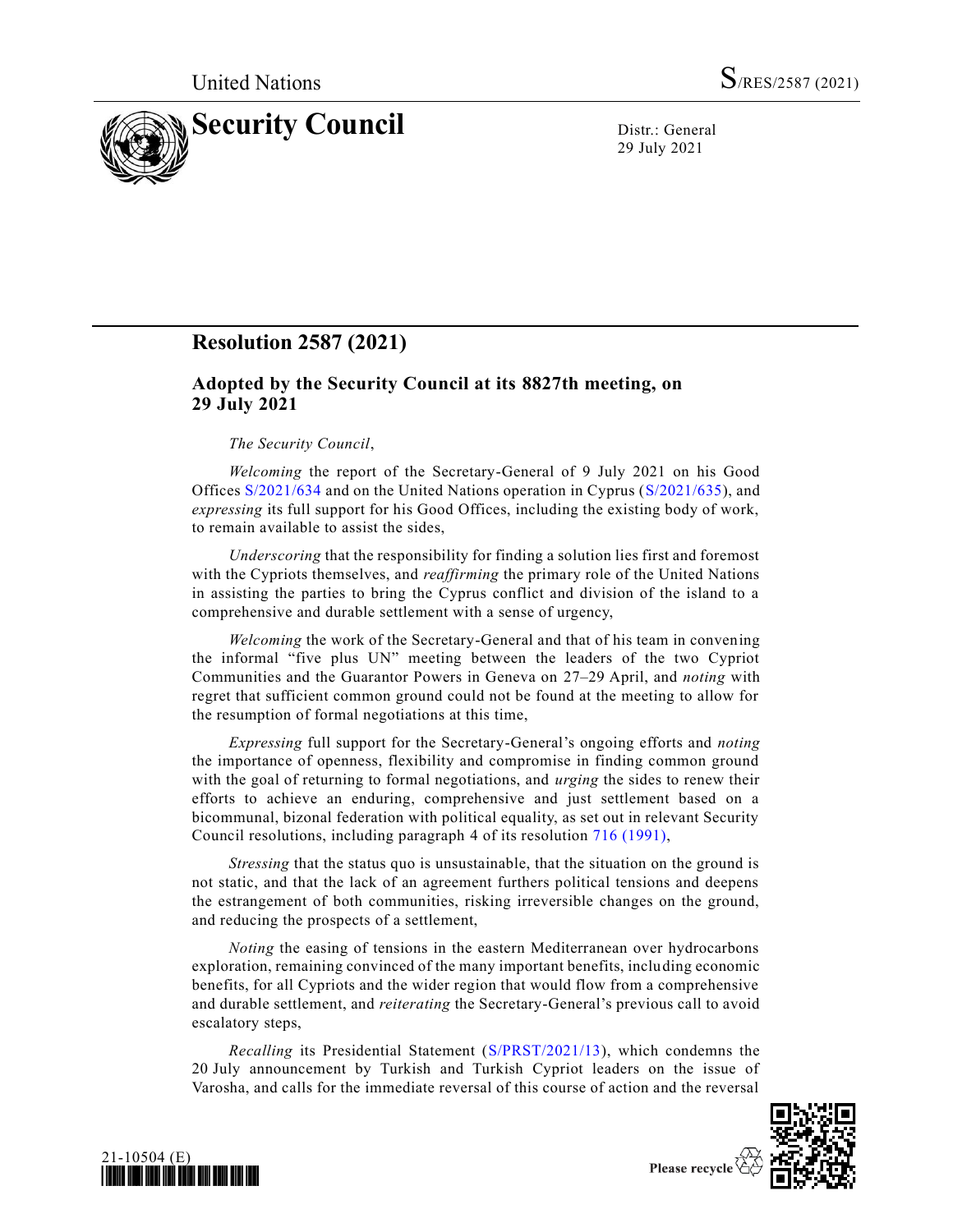United Nations S/RES/2587 (2021)

# Security Council

Distr.: General
29 July 2021

## Resolution 2587 (2021)

### Adopted by the Security Council at its 8827th meeting, on 29 July 2021

*The Security Council*,

*Welcoming* the report of the Secretary-General of 9 July 2021 on his Good Offices S/2021/634 and on the United Nations operation in Cyprus (S/2021/635), and *expressing* its full support for his Good Offices, including the existing body of work, to remain available to assist the sides,

*Underscoring* that the responsibility for finding a solution lies first and foremost with the Cypriots themselves, and *reaffirming* the primary role of the United Nations in assisting the parties to bring the Cyprus conflict and division of the island to a comprehensive and durable settlement with a sense of urgency,

*Welcoming* the work of the Secretary-General and that of his team in convening the informal "five plus UN" meeting between the leaders of the two Cypriot Communities and the Guarantor Powers in Geneva on 27–29 April, and *noting* with regret that sufficient common ground could not be found at the meeting to allow for the resumption of formal negotiations at this time,

*Expressing* full support for the Secretary-General's ongoing efforts and *noting* the importance of openness, flexibility and compromise in finding common ground with the goal of returning to formal negotiations, and *urging* the sides to renew their efforts to achieve an enduring, comprehensive and just settlement based on a bicommunal, bizonal federation with political equality, as set out in relevant Security Council resolutions, including paragraph 4 of its resolution 716 (1991),

*Stressing* that the status quo is unsustainable, that the situation on the ground is not static, and that the lack of an agreement furthers political tensions and deepens the estrangement of both communities, risking irreversible changes on the ground, and reducing the prospects of a settlement,

*Noting* the easing of tensions in the eastern Mediterranean over hydrocarbons exploration, remaining convinced of the many important benefits, including economic benefits, for all Cypriots and the wider region that would flow from a comprehensive and durable settlement, and *reiterating* the Secretary-General's previous call to avoid escalatory steps,

*Recalling* its Presidential Statement (S/PRST/2021/13), which condemns the 20 July announcement by Turkish and Turkish Cypriot leaders on the issue of Varosha, and calls for the immediate reversal of this course of action and the reversal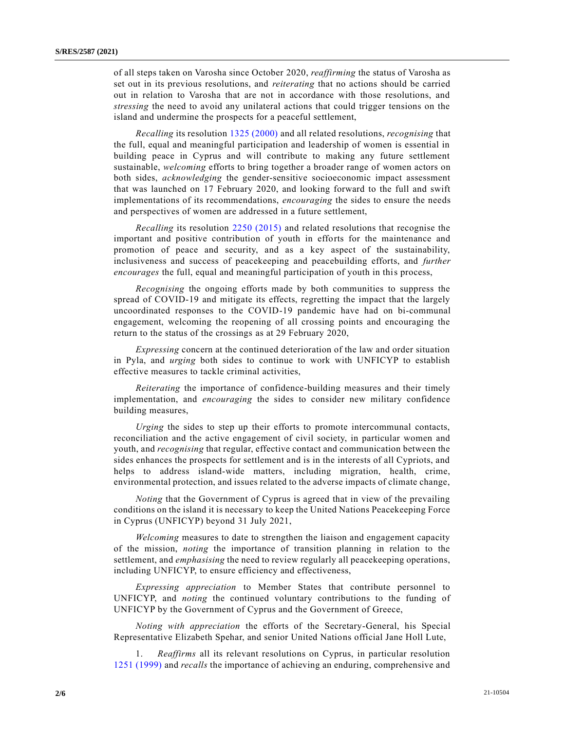of all steps taken on Varosha since October 2020, *reaffirming* the status of Varosha as set out in its previous resolutions, and *reiterating* that no actions should be carried out in relation to Varosha that are not in accordance with those resolutions, and *stressing* the need to avoid any unilateral actions that could trigger tensions on the island and undermine the prospects for a peaceful settlement,

*Recalling* its resolution 1325 (2000) and all related resolutions, *recognising* that the full, equal and meaningful participation and leadership of women is essential in building peace in Cyprus and will contribute to making any future settlement sustainable, *welcoming* efforts to bring together a broader range of women actors on both sides, *acknowledging* the gender-sensitive socioeconomic impact assessment that was launched on 17 February 2020, and looking forward to the full and swift implementations of its recommendations, *encouraging* the sides to ensure the needs and perspectives of women are addressed in a future settlement,

*Recalling* its resolution 2250 (2015) and related resolutions that recognise the important and positive contribution of youth in efforts for the maintenance and promotion of peace and security, and as a key aspect of the sustainability, inclusiveness and success of peacekeeping and peacebuilding efforts, and *further encourages* the full, equal and meaningful participation of youth in this process,

*Recognising* the ongoing efforts made by both communities to suppress the spread of COVID-19 and mitigate its effects, regretting the impact that the largely uncoordinated responses to the COVID-19 pandemic have had on bi-communal engagement, welcoming the reopening of all crossing points and encouraging the return to the status of the crossings as at 29 February 2020,

*Expressing* concern at the continued deterioration of the law and order situation in Pyla, and *urging* both sides to continue to work with UNFICYP to establish effective measures to tackle criminal activities,

*Reiterating* the importance of confidence-building measures and their timely implementation, and *encouraging* the sides to consider new military confidence building measures,

*Urging* the sides to step up their efforts to promote intercommunal contacts, reconciliation and the active engagement of civil society, in particular women and youth, and *recognising* that regular, effective contact and communication between the sides enhances the prospects for settlement and is in the interests of all Cypriots, and helps to address island-wide matters, including migration, health, crime, environmental protection, and issues related to the adverse impacts of climate change,

*Noting* that the Government of Cyprus is agreed that in view of the prevailing conditions on the island it is necessary to keep the United Nations Peacekeeping Force in Cyprus (UNFICYP) beyond 31 July 2021,

*Welcoming* measures to date to strengthen the liaison and engagement capacity of the mission, *noting* the importance of transition planning in relation to the settlement, and *emphasising* the need to review regularly all peacekeeping operations, including UNFICYP, to ensure efficiency and effectiveness,

*Expressing appreciation* to Member States that contribute personnel to UNFICYP, and *noting* the continued voluntary contributions to the funding of UNFICYP by the Government of Cyprus and the Government of Greece,

*Noting with appreciation* the efforts of the Secretary-General, his Special Representative Elizabeth Spehar, and senior United Nations official Jane Holl Lute,

1. *Reaffirms* all its relevant resolutions on Cyprus, in particular resolution 1251 (1999) and *recalls* the importance of achieving an enduring, comprehensive and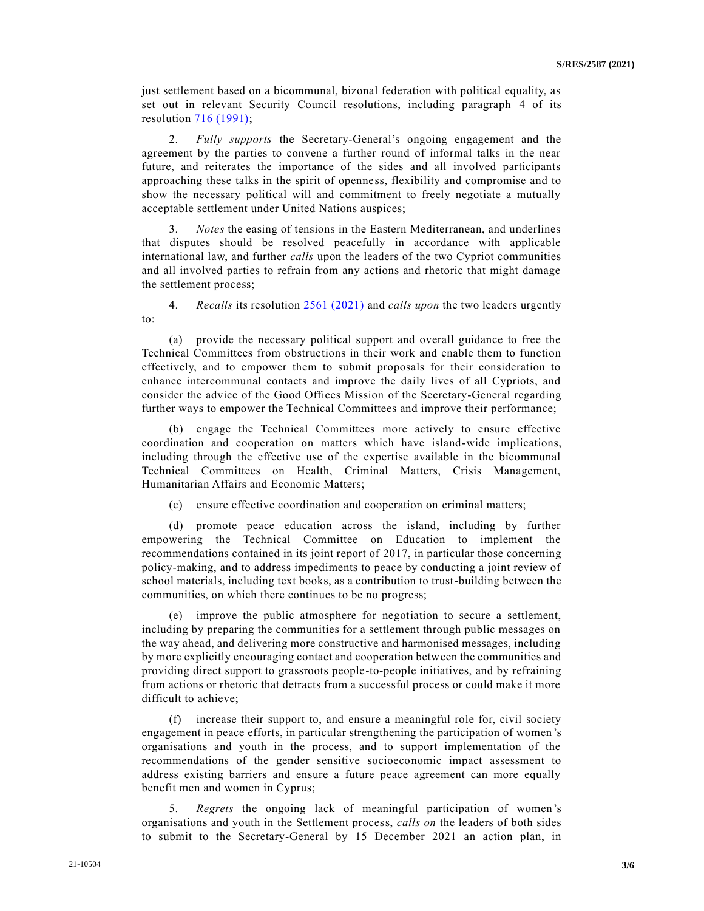just settlement based on a bicommunal, bizonal federation with political equality, as set out in relevant Security Council resolutions, including paragraph 4 of its resolution 716 (1991);

2. *Fully supports* the Secretary-General's ongoing engagement and the agreement by the parties to convene a further round of informal talks in the near future, and reiterates the importance of the sides and all involved participants approaching these talks in the spirit of openness, flexibility and compromise and to show the necessary political will and commitment to freely negotiate a mutually acceptable settlement under United Nations auspices;

3. *Notes* the easing of tensions in the Eastern Mediterranean, and underlines that disputes should be resolved peacefully in accordance with applicable international law, and further *calls* upon the leaders of the two Cypriot communities and all involved parties to refrain from any actions and rhetoric that might damage the settlement process;

4. *Recalls* its resolution 2561 (2021) and *calls upon* the two leaders urgently to:

(a) provide the necessary political support and overall guidance to free the Technical Committees from obstructions in their work and enable them to function effectively, and to empower them to submit proposals for their consideration to enhance intercommunal contacts and improve the daily lives of all Cypriots, and consider the advice of the Good Offices Mission of the Secretary-General regarding further ways to empower the Technical Committees and improve their performance;

(b) engage the Technical Committees more actively to ensure effective coordination and cooperation on matters which have island-wide implications, including through the effective use of the expertise available in the bicommunal Technical Committees on Health, Criminal Matters, Crisis Management, Humanitarian Affairs and Economic Matters;

(c) ensure effective coordination and cooperation on criminal matters;

(d) promote peace education across the island, including by further empowering the Technical Committee on Education to implement the recommendations contained in its joint report of 2017, in particular those concerning policy-making, and to address impediments to peace by conducting a joint review of school materials, including text books, as a contribution to trust-building between the communities, on which there continues to be no progress;

(e) improve the public atmosphere for negotiation to secure a settlement, including by preparing the communities for a settlement through public messages on the way ahead, and delivering more constructive and harmonised messages, including by more explicitly encouraging contact and cooperation between the communities and providing direct support to grassroots people-to-people initiatives, and by refraining from actions or rhetoric that detracts from a successful process or could make it more difficult to achieve;

(f) increase their support to, and ensure a meaningful role for, civil society engagement in peace efforts, in particular strengthening the participation of women's organisations and youth in the process, and to support implementation of the recommendations of the gender sensitive socioeconomic impact assessment to address existing barriers and ensure a future peace agreement can more equally benefit men and women in Cyprus;

5. *Regrets* the ongoing lack of meaningful participation of women's organisations and youth in the Settlement process, *calls on* the leaders of both sides to submit to the Secretary-General by 15 December 2021 an action plan, in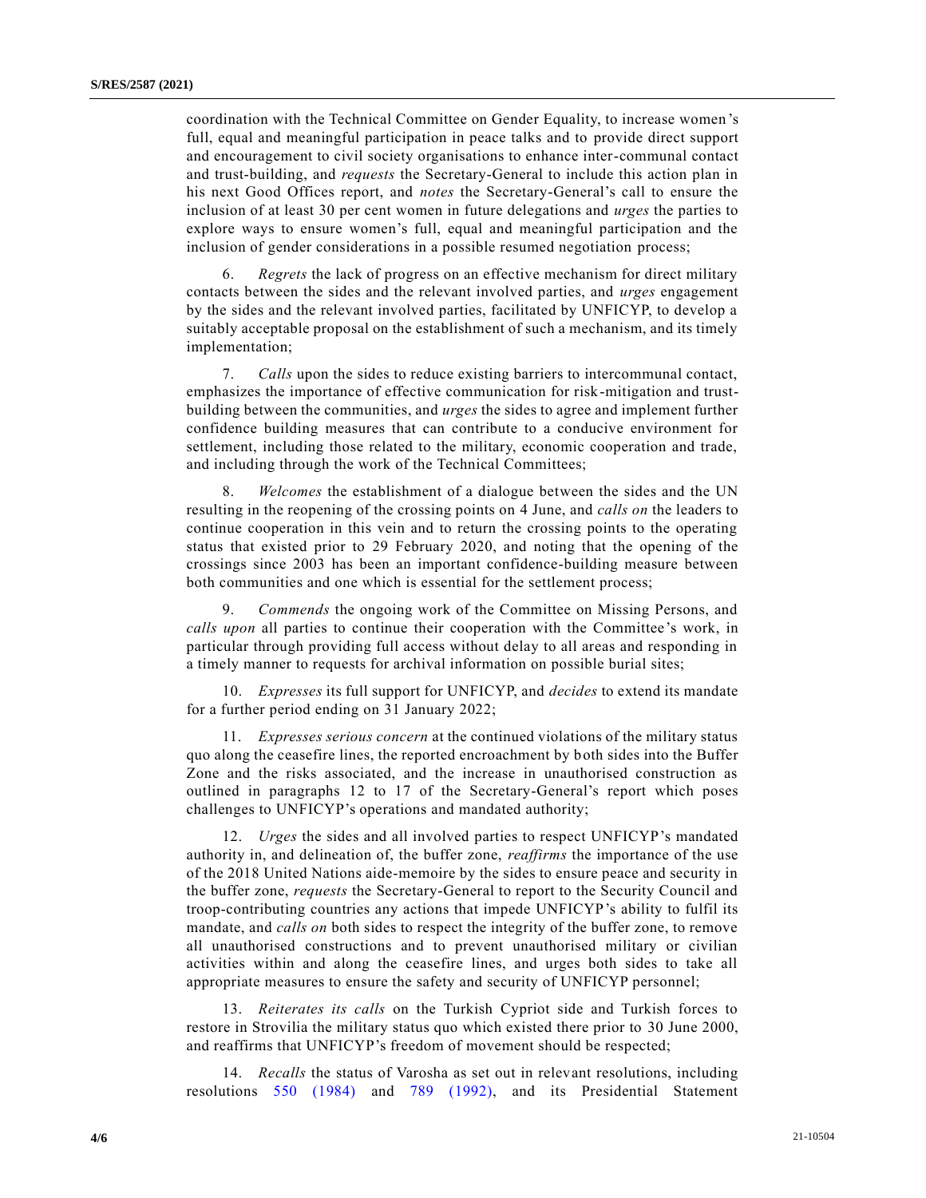coordination with the Technical Committee on Gender Equality, to increase women's full, equal and meaningful participation in peace talks and to provide direct support and encouragement to civil society organisations to enhance inter-communal contact and trust-building, and *requests* the Secretary-General to include this action plan in his next Good Offices report, and *notes* the Secretary-General's call to ensure the inclusion of at least 30 per cent women in future delegations and *urges* the parties to explore ways to ensure women's full, equal and meaningful participation and the inclusion of gender considerations in a possible resumed negotiation process;

6. *Regrets* the lack of progress on an effective mechanism for direct military contacts between the sides and the relevant involved parties, and *urges* engagement by the sides and the relevant involved parties, facilitated by UNFICYP, to develop a suitably acceptable proposal on the establishment of such a mechanism, and its timely implementation;

7. *Calls* upon the sides to reduce existing barriers to intercommunal contact, emphasizes the importance of effective communication for risk-mitigation and trust-building between the communities, and *urges* the sides to agree and implement further confidence building measures that can contribute to a conducive environment for settlement, including those related to the military, economic cooperation and trade, and including through the work of the Technical Committees;

8. *Welcomes* the establishment of a dialogue between the sides and the UN resulting in the reopening of the crossing points on 4 June, and *calls on* the leaders to continue cooperation in this vein and to return the crossing points to the operating status that existed prior to 29 February 2020, and noting that the opening of the crossings since 2003 has been an important confidence-building measure between both communities and one which is essential for the settlement process;

9. *Commends* the ongoing work of the Committee on Missing Persons, and *calls upon* all parties to continue their cooperation with the Committee's work, in particular through providing full access without delay to all areas and responding in a timely manner to requests for archival information on possible burial sites;

10. *Expresses* its full support for UNFICYP, and *decides* to extend its mandate for a further period ending on 31 January 2022;

11. *Expresses serious concern* at the continued violations of the military status quo along the ceasefire lines, the reported encroachment by both sides into the Buffer Zone and the risks associated, and the increase in unauthorised construction as outlined in paragraphs 12 to 17 of the Secretary-General's report which poses challenges to UNFICYP's operations and mandated authority;

12. *Urges* the sides and all involved parties to respect UNFICYP's mandated authority in, and delineation of, the buffer zone, *reaffirms* the importance of the use of the 2018 United Nations aide-memoire by the sides to ensure peace and security in the buffer zone, *requests* the Secretary-General to report to the Security Council and troop-contributing countries any actions that impede UNFICYP's ability to fulfil its mandate, and *calls on* both sides to respect the integrity of the buffer zone, to remove all unauthorised constructions and to prevent unauthorised military or civilian activities within and along the ceasefire lines, and urges both sides to take all appropriate measures to ensure the safety and security of UNFICYP personnel;

13. *Reiterates its calls* on the Turkish Cypriot side and Turkish forces to restore in Strovilia the military status quo which existed there prior to 30 June 2000, and reaffirms that UNFICYP's freedom of movement should be respected;

14. *Recalls* the status of Varosha as set out in relevant resolutions, including resolutions 550 (1984) and 789 (1992), and its Presidential Statement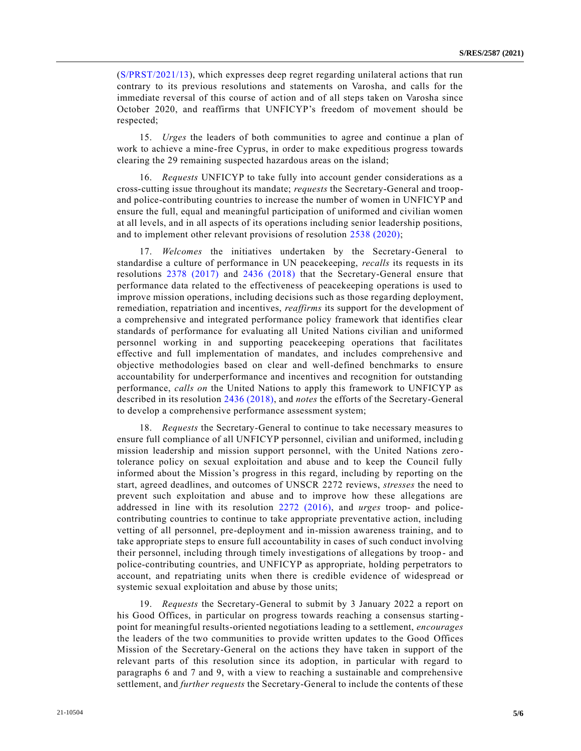(S/PRST/2021/13), which expresses deep regret regarding unilateral actions that run contrary to its previous resolutions and statements on Varosha, and calls for the immediate reversal of this course of action and of all steps taken on Varosha since October 2020, and reaffirms that UNFICYP's freedom of movement should be respected;

15. *Urges* the leaders of both communities to agree and continue a plan of work to achieve a mine-free Cyprus, in order to make expeditious progress towards clearing the 29 remaining suspected hazardous areas on the island;

16. *Requests* UNFICYP to take fully into account gender considerations as a cross-cutting issue throughout its mandate; *requests* the Secretary-General and troop- and police-contributing countries to increase the number of women in UNFICYP and ensure the full, equal and meaningful participation of uniformed and civilian women at all levels, and in all aspects of its operations including senior leadership positions, and to implement other relevant provisions of resolution 2538 (2020);

17. *Welcomes* the initiatives undertaken by the Secretary-General to standardise a culture of performance in UN peacekeeping, *recalls* its requests in its resolutions 2378 (2017) and 2436 (2018) that the Secretary-General ensure that performance data related to the effectiveness of peacekeeping operations is used to improve mission operations, including decisions such as those regarding deployment, remediation, repatriation and incentives, *reaffirms* its support for the development of a comprehensive and integrated performance policy framework that identifies clear standards of performance for evaluating all United Nations civilian and uniformed personnel working in and supporting peacekeeping operations that facilitates effective and full implementation of mandates, and includes comprehensive and objective methodologies based on clear and well-defined benchmarks to ensure accountability for underperformance and incentives and recognition for outstanding performance, *calls on* the United Nations to apply this framework to UNFICYP as described in its resolution 2436 (2018), and *notes* the efforts of the Secretary-General to develop a comprehensive performance assessment system;

18. *Requests* the Secretary-General to continue to take necessary measures to ensure full compliance of all UNFICYP personnel, civilian and uniformed, including mission leadership and mission support personnel, with the United Nations zero-tolerance policy on sexual exploitation and abuse and to keep the Council fully informed about the Mission's progress in this regard, including by reporting on the start, agreed deadlines, and outcomes of UNSCR 2272 reviews, *stresses* the need to prevent such exploitation and abuse and to improve how these allegations are addressed in line with its resolution 2272 (2016), and *urges* troop- and police-contributing countries to continue to take appropriate preventative action, including vetting of all personnel, pre-deployment and in-mission awareness training, and to take appropriate steps to ensure full accountability in cases of such conduct involving their personnel, including through timely investigations of allegations by troop- and police-contributing countries, and UNFICYP as appropriate, holding perpetrators to account, and repatriating units when there is credible evidence of widespread or systemic sexual exploitation and abuse by those units;

19. *Requests* the Secretary-General to submit by 3 January 2022 a report on his Good Offices, in particular on progress towards reaching a consensus starting-point for meaningful results-oriented negotiations leading to a settlement, *encourages* the leaders of the two communities to provide written updates to the Good Offices Mission of the Secretary-General on the actions they have taken in support of the relevant parts of this resolution since its adoption, in particular with regard to paragraphs 6 and 7 and 9, with a view to reaching a sustainable and comprehensive settlement, and *further requests* the Secretary-General to include the contents of these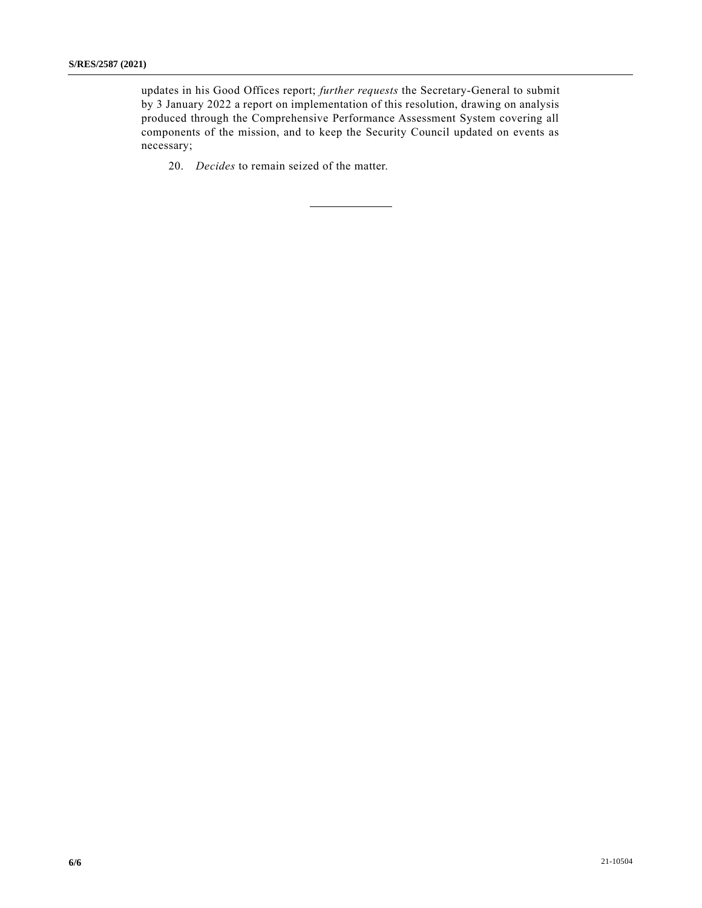updates in his Good Offices report; *further requests* the Secretary-General to submit by 3 January 2022 a report on implementation of this resolution, drawing on analysis produced through the Comprehensive Performance Assessment System covering all components of the mission, and to keep the Security Council updated on events as necessary;

20. *Decides* to remain seized of the matter.